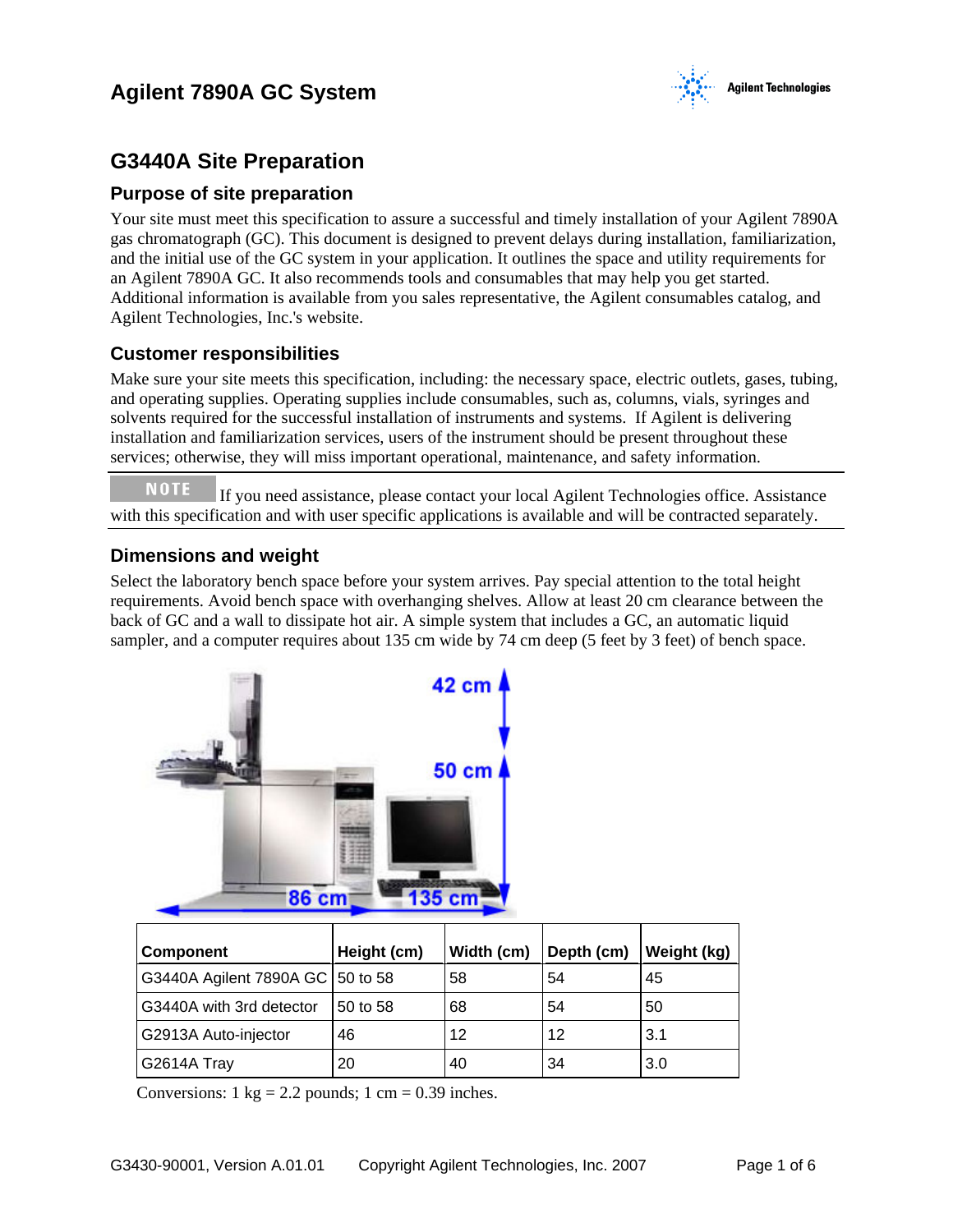# Agilent 7890A GC System

## G3440A Site Preparation

### Purpose of site preparation

Your site must meet this specification to assure a successful and timely installation of your Agilent 7890A gas chromatograph (GC). This document is designed to prevent delays during installation, familiarization, and the initial use of the GC system in your application. It outlines the space and utility requirements for an Agilent 7890A GC. It also recommends tools and consumables that may help you get started. Additional information is available from you sales representative, the Agilent consumables catalog, and Agilent Technologies, Inc.'s website.

### Customer responsibilities

Make sure your site meets this specification, including: the necessary space, electric outlets, gases, tubing, and operating supplies. Operating supplies include consumables, such as, columns, vials, syringes and solvents required for the successful installation of instruments and systems. If Agilent is delivering installation and familiarization services, users of the instrument should be present throughout these services; otherwise, they will miss important operational, maintenance, and safety information.

**NOTE** If you need assistance, please contact your local Agilent Technologies office. Assistance with this specification and with user specific applications is available and will be contracted separately.

### Dimensions and weight

Select the laboratory bench space before your system arrives. Pay special attention to the total height requirements. Avoid bench space with overhanging shelves. Allow at least 20 cm clearance between the back of GC and a wall to dissipate hot air. A simple system that includes a GC, an automatic liquid sampler, and a computer requires about 135 cm wide by 74 cm deep (5 feet by 3 feet) of bench space.

42 cm

50 cm

86 cm

135 cm

| Component | Height (cm) | Width (cm) | Depth (cm) | Weight (kg) |
|---|---|---|---|---|
| G3440A Agilent 7890A GC | 50 to 58 | 58 | 54 | 45 |
| G3440A with 3rd detector | 50 to 58 | 68 | 54 | 50 |
| G2913A Auto-injector | 46 | 12 | 12 | 3.1 |
| G2614A Tray | 20 | 40 | 34 | 3.0 |

Conversions: 1 kg = 2.2 pounds; 1 cm = 0.39 inches.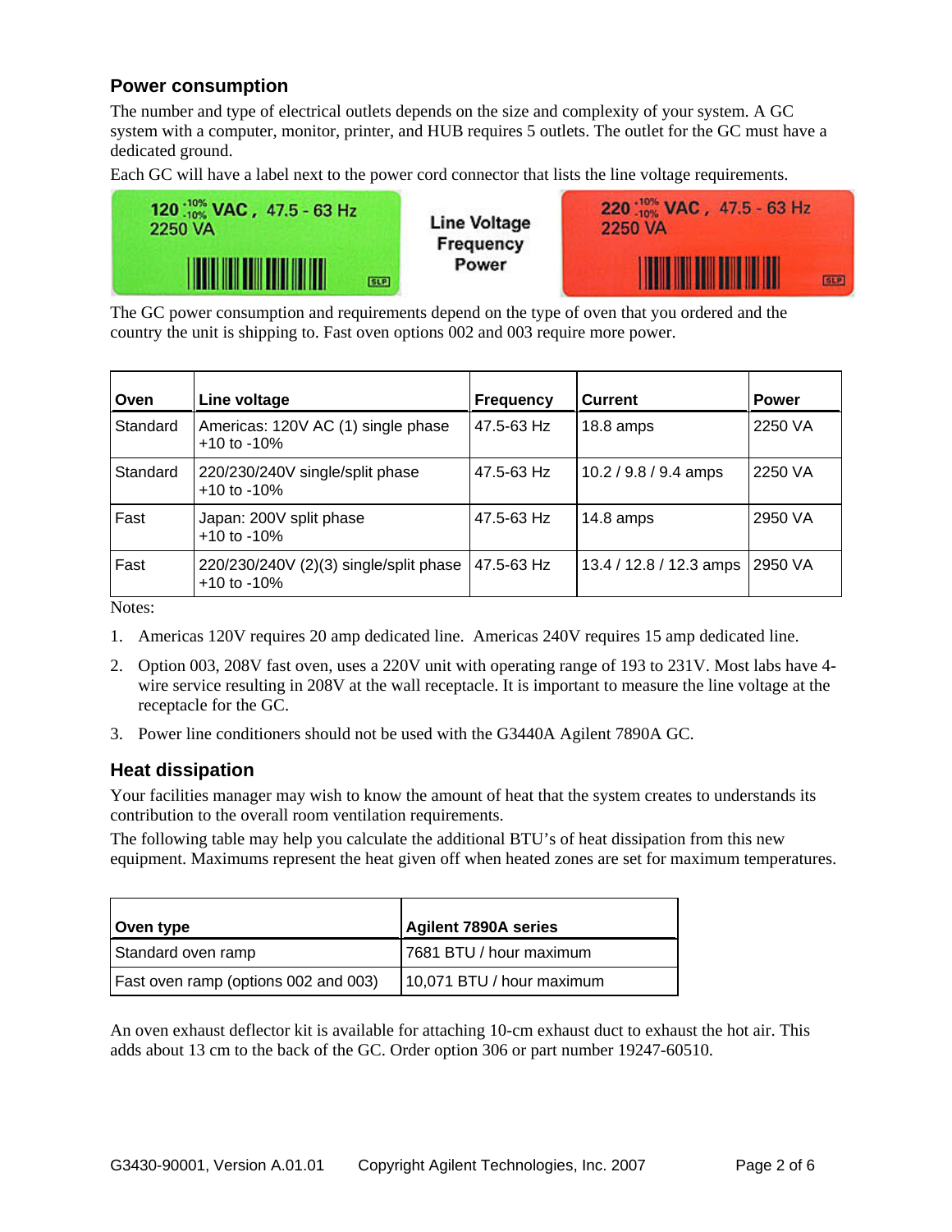## Power consumption

The number and type of electrical outlets depends on the size and complexity of your system. A GC system with a computer, monitor, printer, and HUB requires 5 outlets. The outlet for the GC must have a dedicated ground.

Each GC will have a label next to the power cord connector that lists the line voltage requirements.

120 $^{+10\%}_{-10\%}$ VAC , 47.5 - 63 Hz
2250 VA

Line Voltage
Frequency
Power

220 $^{+10\%}_{-10\%}$ VAC , 47.5 - 63 Hz
2250 VA

The GC power consumption and requirements depend on the type of oven that you ordered and the country the unit is shipping to. Fast oven options 002 and 003 require more power.

| Oven | Line voltage | Frequency | Current | Power |
|---|---|---|---|---|
| Standard | Americas: 120V AC (1) single phase +10 to -10% | 47.5-63 Hz | 18.8 amps | 2250 VA |
| Standard | 220/230/240V single/split phase +10 to -10% | 47.5-63 Hz | 10.2 / 9.8 / 9.4 amps | 2250 VA |
| Fast | Japan: 200V split phase +10 to -10% | 47.5-63 Hz | 14.8 amps | 2950 VA |
| Fast | 220/230/240V (2)(3) single/split phase +10 to -10% | 47.5-63 Hz | 13.4 / 12.8 / 12.3 amps | 2950 VA |

Notes:

1. Americas 120V requires 20 amp dedicated line. Americas 240V requires 15 amp dedicated line.
2. Option 003, 208V fast oven, uses a 220V unit with operating range of 193 to 231V. Most labs have 4-wire service resulting in 208V at the wall receptacle. It is important to measure the line voltage at the receptacle for the GC.
3. Power line conditioners should not be used with the G3440A Agilent 7890A GC.

## Heat dissipation

Your facilities manager may wish to know the amount of heat that the system creates to understands its contribution to the overall room ventilation requirements.

The following table may help you calculate the additional BTU's of heat dissipation from this new equipment. Maximums represent the heat given off when heated zones are set for maximum temperatures.

| Oven type | Agilent 7890A series |
|---|---|
| Standard oven ramp | 7681 BTU / hour maximum |
| Fast oven ramp (options 002 and 003) | 10,071 BTU / hour maximum |

An oven exhaust deflector kit is available for attaching 10-cm exhaust duct to exhaust the hot air. This adds about 13 cm to the back of the GC. Order option 306 or part number 19247-60510.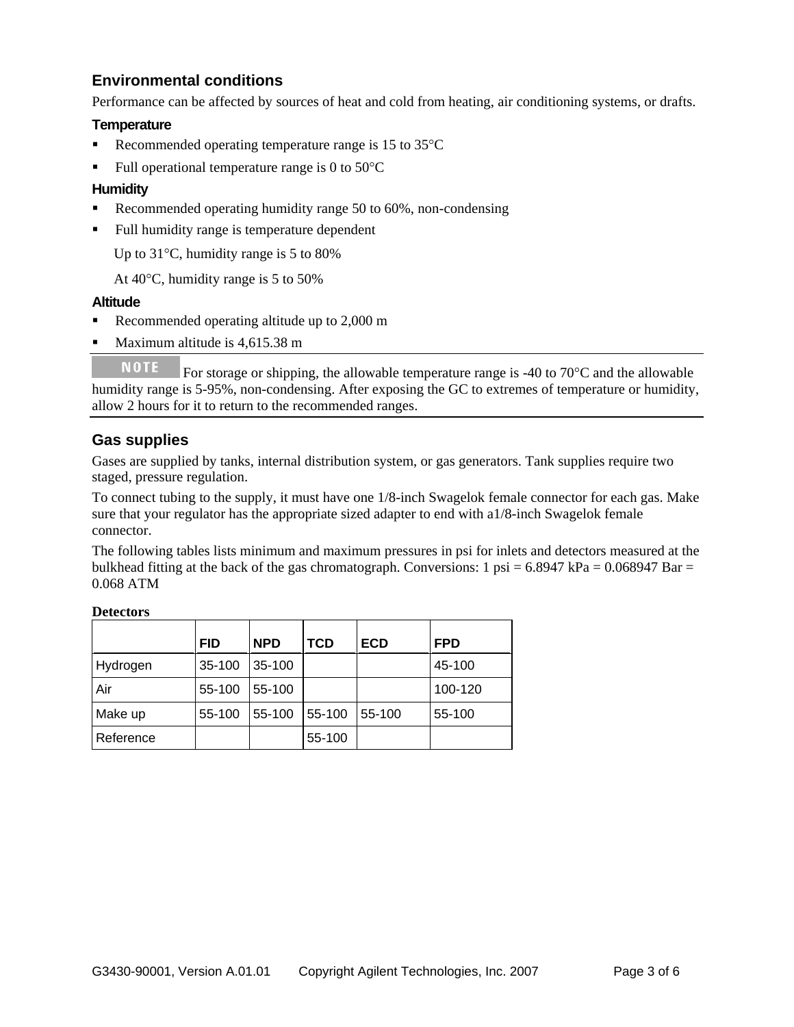## Environmental conditions

Performance can be affected by sources of heat and cold from heating, air conditioning systems, or drafts.

### Temperature

- Recommended operating temperature range is 15 to 35°C
- Full operational temperature range is 0 to 50°C

### Humidity

- Recommended operating humidity range 50 to 60%, non-condensing
- Full humidity range is temperature dependent

  Up to 31°C, humidity range is 5 to 80%

  At 40°C, humidity range is 5 to 50%

### Altitude

- Recommended operating altitude up to 2,000 m
- Maximum altitude is 4,615.38 m

---

**NOTE** For storage or shipping, the allowable temperature range is -40 to 70°C and the allowable humidity range is 5-95%, non-condensing. After exposing the GC to extremes of temperature or humidity, allow 2 hours for it to return to the recommended ranges.

---

## Gas supplies

Gases are supplied by tanks, internal distribution system, or gas generators. Tank supplies require two staged, pressure regulation.

To connect tubing to the supply, it must have one 1/8-inch Swagelok female connector for each gas. Make sure that your regulator has the appropriate sized adapter to end with a1/8-inch Swagelok female connector.

The following tables lists minimum and maximum pressures in psi for inlets and detectors measured at the bulkhead fitting at the back of the gas chromatograph. Conversions: 1 psi = 6.8947 kPa = 0.068947 Bar = 0.068 ATM

**Detectors**

| | FID | NPD | TCD | ECD | FPD |
|---|---|---|---|---|---|
| Hydrogen | 35-100 | 35-100 | | | 45-100 |
| Air | 55-100 | 55-100 | | | 100-120 |
| Make up | 55-100 | 55-100 | 55-100 | 55-100 | 55-100 |
| Reference | | | 55-100 | | |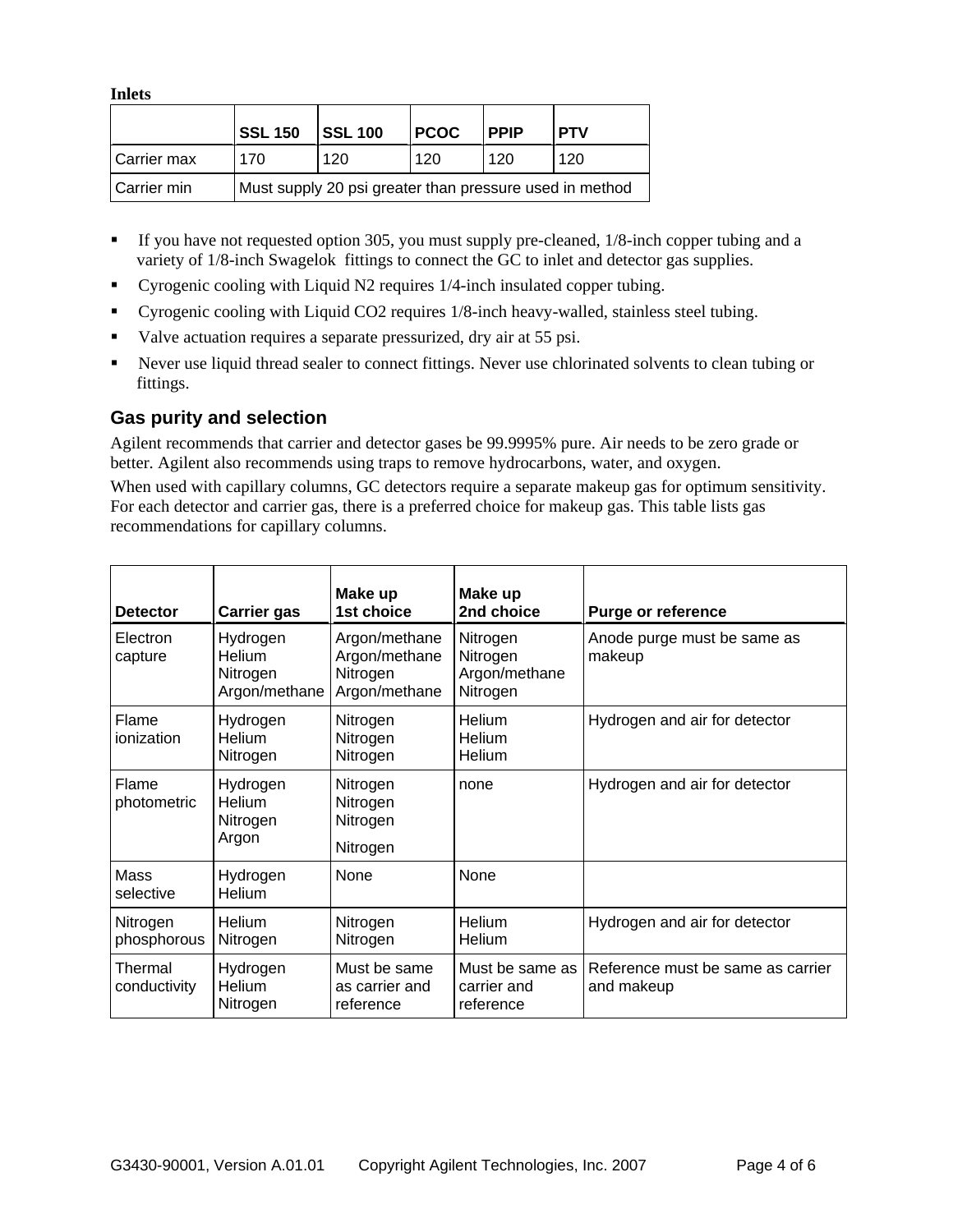**Inlets**

| | SSL 150 | SSL 100 | PCOC | PPIP | PTV |
|---|---|---|---|---|---|
| Carrier max | 170 | 120 | 120 | 120 | 120 |
| Carrier min | Must supply 20 psi greater than pressure used in method | | | | |

- If you have not requested option 305, you must supply pre-cleaned, 1/8-inch copper tubing and a variety of 1/8-inch Swagelok fittings to connect the GC to inlet and detector gas supplies.
- Cyrogenic cooling with Liquid N2 requires 1/4-inch insulated copper tubing.
- Cyrogenic cooling with Liquid CO2 requires 1/8-inch heavy-walled, stainless steel tubing.
- Valve actuation requires a separate pressurized, dry air at 55 psi.
- Never use liquid thread sealer to connect fittings. Never use chlorinated solvents to clean tubing or fittings.

## Gas purity and selection

Agilent recommends that carrier and detector gases be 99.9995% pure. Air needs to be zero grade or better. Agilent also recommends using traps to remove hydrocarbons, water, and oxygen.

When used with capillary columns, GC detectors require a separate makeup gas for optimum sensitivity. For each detector and carrier gas, there is a preferred choice for makeup gas. This table lists gas recommendations for capillary columns.

| Detector | Carrier gas | Make up 1st choice | Make up 2nd choice | Purge or reference |
|---|---|---|---|---|
| Electron capture | Hydrogen<br>Helium<br>Nitrogen<br>Argon/methane | Argon/methane<br>Argon/methane<br>Nitrogen<br>Argon/methane | Nitrogen<br>Nitrogen<br>Argon/methane<br>Nitrogen | Anode purge must be same as makeup |
| Flame ionization | Hydrogen<br>Helium<br>Nitrogen | Nitrogen<br>Nitrogen<br>Nitrogen | Helium<br>Helium<br>Helium | Hydrogen and air for detector |
| Flame photometric | Hydrogen<br>Helium<br>Nitrogen<br>Argon | Nitrogen<br>Nitrogen<br>Nitrogen<br>Nitrogen | none | Hydrogen and air for detector |
| Mass selective | Hydrogen<br>Helium | None | None | |
| Nitrogen phosphorous | Helium<br>Nitrogen | Nitrogen<br>Nitrogen | Helium<br>Helium | Hydrogen and air for detector |
| Thermal conductivity | Hydrogen<br>Helium<br>Nitrogen | Must be same as carrier and reference | Must be same as carrier and reference | Reference must be same as carrier and makeup |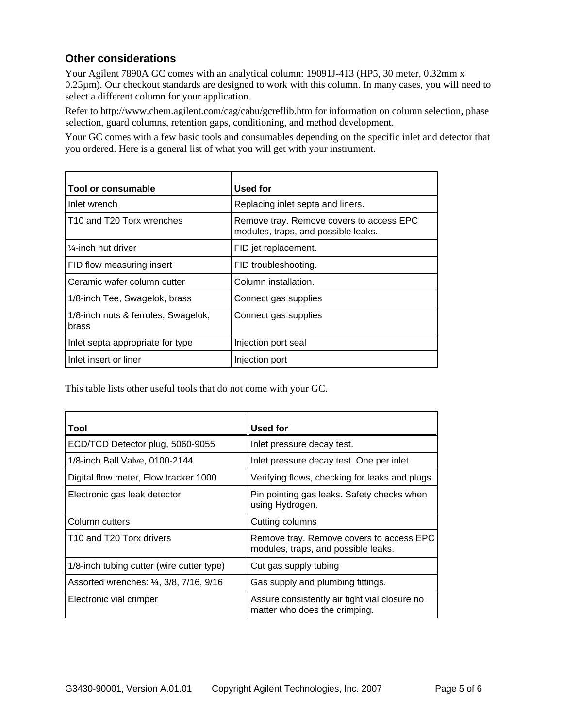### Other considerations

Your Agilent 7890A GC comes with an analytical column: 19091J-413 (HP5, 30 meter, 0.32mm x 0.25µm). Our checkout standards are designed to work with this column. In many cases, you will need to select a different column for your application.

Refer to http://www.chem.agilent.com/cag/cabu/gcreflib.htm for information on column selection, phase selection, guard columns, retention gaps, conditioning, and method development.

Your GC comes with a few basic tools and consumables depending on the specific inlet and detector that you ordered. Here is a general list of what you will get with your instrument.

| Tool or consumable | Used for |
|---|---|
| Inlet wrench | Replacing inlet septa and liners. |
| T10 and T20 Torx wrenches | Remove tray. Remove covers to access EPC modules, traps, and possible leaks. |
| ¼-inch nut driver | FID jet replacement. |
| FID flow measuring insert | FID troubleshooting. |
| Ceramic wafer column cutter | Column installation. |
| 1/8-inch Tee, Swagelok, brass | Connect gas supplies |
| 1/8-inch nuts & ferrules, Swagelok, brass | Connect gas supplies |
| Inlet septa appropriate for type | Injection port seal |
| Inlet insert or liner | Injection port |

This table lists other useful tools that do not come with your GC.

| Tool | Used for |
|---|---|
| ECD/TCD Detector plug, 5060-9055 | Inlet pressure decay test. |
| 1/8-inch Ball Valve, 0100-2144 | Inlet pressure decay test. One per inlet. |
| Digital flow meter, Flow tracker 1000 | Verifying flows, checking for leaks and plugs. |
| Electronic gas leak detector | Pin pointing gas leaks. Safety checks when using Hydrogen. |
| Column cutters | Cutting columns |
| T10 and T20 Torx drivers | Remove tray. Remove covers to access EPC modules, traps, and possible leaks. |
| 1/8-inch tubing cutter (wire cutter type) | Cut gas supply tubing |
| Assorted wrenches: ¼, 3/8, 7/16, 9/16 | Gas supply and plumbing fittings. |
| Electronic vial crimper | Assure consistently air tight vial closure no matter who does the crimping. |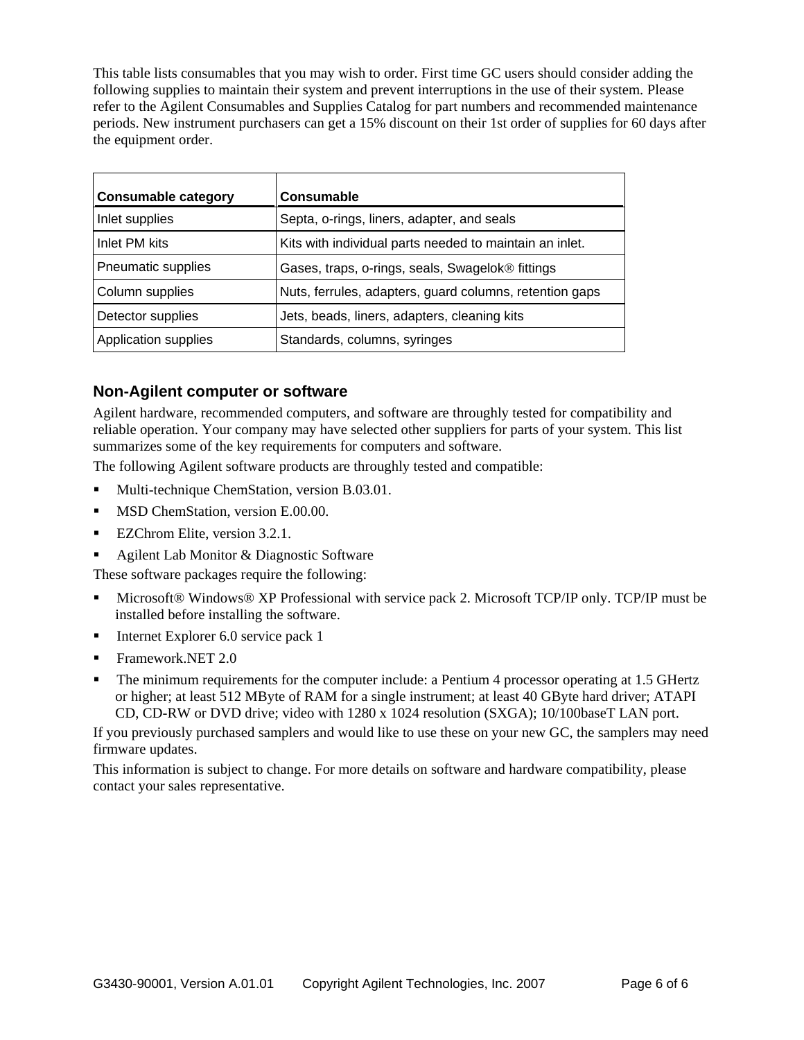This table lists consumables that you may wish to order. First time GC users should consider adding the following supplies to maintain their system and prevent interruptions in the use of their system. Please refer to the Agilent Consumables and Supplies Catalog for part numbers and recommended maintenance periods. New instrument purchasers can get a 15% discount on their 1st order of supplies for 60 days after the equipment order.

| Consumable category | Consumable |
|---|---|
| Inlet supplies | Septa, o-rings, liners, adapter, and seals |
| Inlet PM kits | Kits with individual parts needed to maintain an inlet. |
| Pneumatic supplies | Gases, traps, o-rings, seals, Swagelok® fittings |
| Column supplies | Nuts, ferrules, adapters, guard columns, retention gaps |
| Detector supplies | Jets, beads, liners, adapters, cleaning kits |
| Application supplies | Standards, columns, syringes |

## Non-Agilent computer or software

Agilent hardware, recommended computers, and software are throughly tested for compatibility and reliable operation. Your company may have selected other suppliers for parts of your system. This list summarizes some of the key requirements for computers and software.

The following Agilent software products are throughly tested and compatible:

- Multi-technique ChemStation, version B.03.01.
- MSD ChemStation, version E.00.00.
- EZChrom Elite, version 3.2.1.
- Agilent Lab Monitor & Diagnostic Software

These software packages require the following:

- Microsoft® Windows® XP Professional with service pack 2. Microsoft TCP/IP only. TCP/IP must be installed before installing the software.
- Internet Explorer 6.0 service pack 1
- Framework.NET 2.0
- The minimum requirements for the computer include: a Pentium 4 processor operating at 1.5 GHertz or higher; at least 512 MByte of RAM for a single instrument; at least 40 GByte hard driver; ATAPI CD, CD-RW or DVD drive; video with 1280 x 1024 resolution (SXGA); 10/100baseT LAN port.

If you previously purchased samplers and would like to use these on your new GC, the samplers may need firmware updates.

This information is subject to change. For more details on software and hardware compatibility, please contact your sales representative.